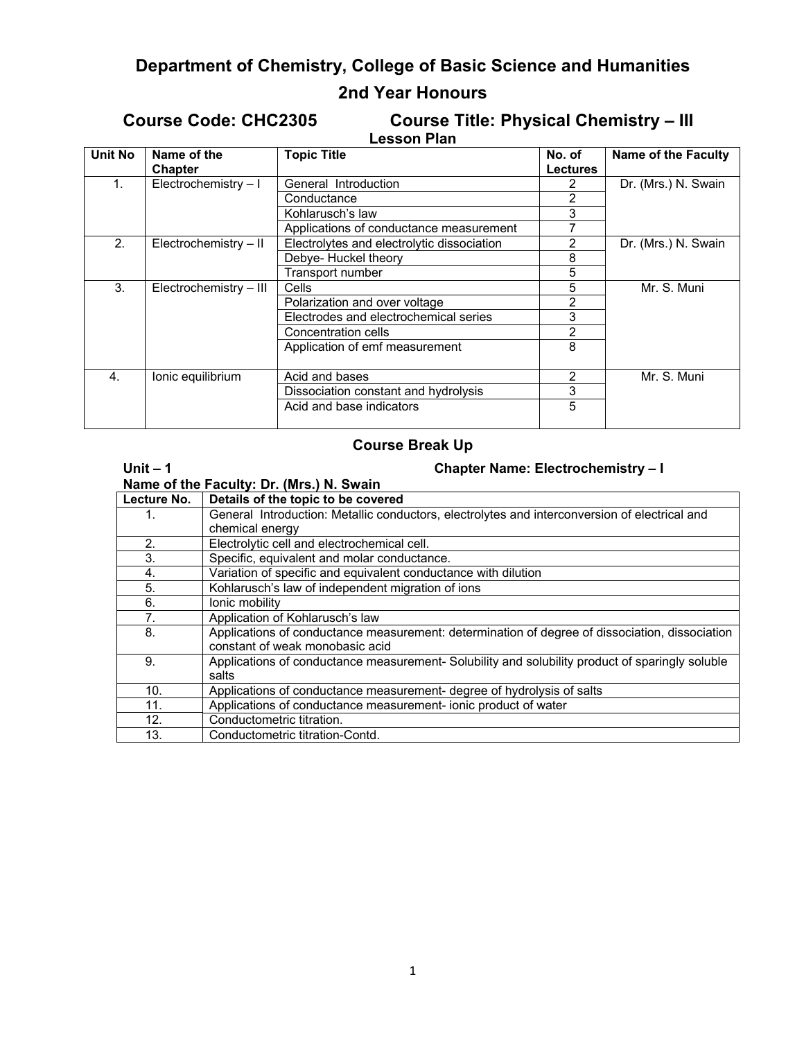# Department of Chemistry, College of Basic Science and Humanities

## 2nd Year Honours

## Course Code: CHC2305 Course Title: Physical Chemistry – III

### Lesson Plan

| Unit No | Name of the Chapter | Topic Title | No. of Lectures | Name of the Faculty |
|---|---|---|---|---|
| 1. | Electrochemistry – I | General Introduction | 2 | Dr. (Mrs.) N. Swain |
| | | Conductance | 2 | |
| | | Kohlarusch's law | 3 | |
| | | Applications of conductance measurement | 7 | |
| 2. | Electrochemistry – II | Electrolytes and electrolytic dissociation | 2 | Dr. (Mrs.) N. Swain |
| | | Debye- Huckel theory | 8 | |
| | | Transport number | 5 | |
| 3. | Electrochemistry – III | Cells | 5 | Mr. S. Muni |
| | | Polarization and over voltage | 2 | |
| | | Electrodes and electrochemical series | 3 | |
| | | Concentration cells | 2 | |
| | | Application of emf measurement | 8 | |
| 4. | Ionic equilibrium | Acid and bases | 2 | Mr. S. Muni |
| | | Dissociation constant and hydrolysis | 3 | |
| | | Acid and base indicators | 5 | |

### Course Break Up

**Unit – 1** **Chapter Name: Electrochemistry – I**

**Name of the Faculty: Dr. (Mrs.) N. Swain**

| Lecture No. | Details of the topic to be covered |
|---|---|
| 1. | General Introduction: Metallic conductors, electrolytes and interconversion of electrical and chemical energy |
| 2. | Electrolytic cell and electrochemical cell. |
| 3. | Specific, equivalent and molar conductance. |
| 4. | Variation of specific and equivalent conductance with dilution |
| 5. | Kohlarusch's law of independent migration of ions |
| 6. | Ionic mobility |
| 7. | Application of Kohlarusch's law |
| 8. | Applications of conductance measurement: determination of degree of dissociation, dissociation constant of weak monobasic acid |
| 9. | Applications of conductance measurement- Solubility and solubility product of sparingly soluble salts |
| 10. | Applications of conductance measurement- degree of hydrolysis of salts |
| 11. | Applications of conductance measurement- ionic product of water |
| 12. | Conductometric titration. |
| 13. | Conductometric titration-Contd. |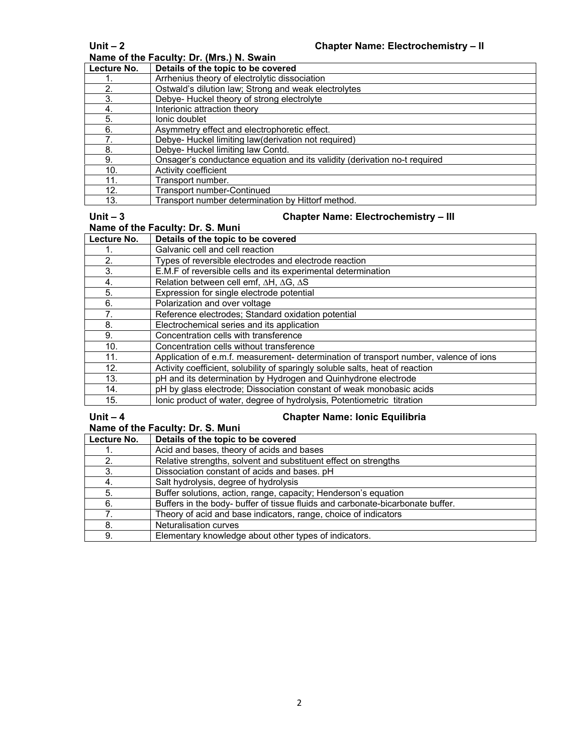**Unit – 2** **Chapter Name: Electrochemistry – II**

**Name of the Faculty: Dr. (Mrs.) N. Swain**

| Lecture No. | Details of the topic to be covered |
|---|---|
| 1. | Arrhenius theory of electrolytic dissociation |
| 2. | Ostwald's dilution law; Strong and weak electrolytes |
| 3. | Debye- Huckel theory of strong electrolyte |
| 4. | Interionic attraction theory |
| 5. | Ionic doublet |
| 6. | Asymmetry effect and electrophoretic effect. |
| 7. | Debye- Huckel limiting law(derivation not required) |
| 8. | Debye- Huckel limiting law Contd. |
| 9. | Onsager's conductance equation and its validity (derivation no-t required |
| 10. | Activity coefficient |
| 11. | Transport number. |
| 12. | Transport number-Continued |
| 13. | Transport number determination by Hittorf method. |

**Unit – 3** **Chapter Name: Electrochemistry – III**

**Name of the Faculty: Dr. S. Muni**

| Lecture No. | Details of the topic to be covered |
|---|---|
| 1. | Galvanic cell and cell reaction |
| 2. | Types of reversible electrodes and electrode reaction |
| 3. | E.M.F of reversible cells and its experimental determination |
| 4. | Relation between cell emf, $\Delta H$, $\Delta G$, $\Delta S$ |
| 5. | Expression for single electrode potential |
| 6. | Polarization and over voltage |
| 7. | Reference electrodes; Standard oxidation potential |
| 8. | Electrochemical series and its application |
| 9. | Concentration cells with transference |
| 10. | Concentration cells without transference |
| 11. | Application of e.m.f. measurement- determination of transport number, valence of ions |
| 12. | Activity coefficient, solubility of sparingly soluble salts, heat of reaction |
| 13. | pH and its determination by Hydrogen and Quinhydrone electrode |
| 14. | pH by glass electrode; Dissociation constant of weak monobasic acids |
| 15. | Ionic product of water, degree of hydrolysis, Potentiometric titration |

**Unit – 4** **Chapter Name: Ionic Equilibria**

**Name of the Faculty: Dr. S. Muni**

| Lecture No. | Details of the topic to be covered |
|---|---|
| 1. | Acid and bases, theory of acids and bases |
| 2. | Relative strengths, solvent and substituent effect on strengths |
| 3. | Dissociation constant of acids and bases. pH |
| 4. | Salt hydrolysis, degree of hydrolysis |
| 5. | Buffer solutions, action, range, capacity; Henderson's equation |
| 6. | Buffers in the body- buffer of tissue fluids and carbonate-bicarbonate buffer. |
| 7. | Theory of acid and base indicators, range, choice of indicators |
| 8. | Neturalisation curves |
| 9. | Elementary knowledge about other types of indicators. |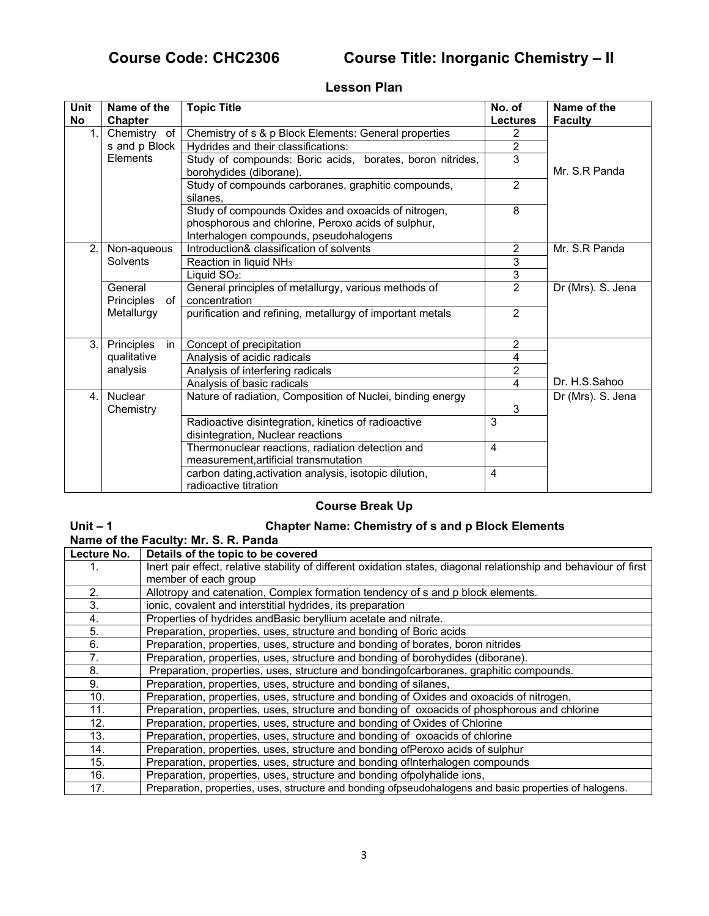# Course Code: CHC2306 Course Title: Inorganic Chemistry – II

## Lesson Plan

| Unit No | Name of the Chapter | Topic Title | No. of Lectures | Name of the Faculty |
|---|---|---|---|---|
| 1. | Chemistry of s and p Block Elements | Chemistry of s & p Block Elements: General properties | 2 | Mr. S.R Panda |
| | | Hydrides and their classifications: | 2 | |
| | | Study of compounds: Boric acids, borates, boron nitrides, borohydides (diborane). | 3 | |
| | | Study of compounds carboranes, graphitic compounds, silanes, | 2 | |
| | | Study of compounds Oxides and oxoacids of nitrogen, phosphorous and chlorine, Peroxo acids of sulphur, Interhalogen compounds, pseudohalogens | 8 | |
| 2. | Non-aqueous Solvents | Introduction& classification of solvents | 2 | Mr. S.R Panda |
| | | Reaction in liquid $NH_3$ | 3 | |
| | | Liquid $SO_2$: | 3 | |
| | General Principles of Metallurgy | General principles of metallurgy, various methods of concentration | 2 | Dr (Mrs). S. Jena |
| | | purification and refining, metallurgy of important metals | 2 | |
| 3. | Principles in qualitative analysis | Concept of precipitation | 2 | Dr. H.S.Sahoo |
| | | Analysis of acidic radicals | 4 | |
| | | Analysis of interfering radicals | 2 | |
| | | Analysis of basic radicals | 4 | |
| 4. | Nuclear Chemistry | Nature of radiation, Composition of Nuclei, binding energy | 3 | Dr (Mrs). S. Jena |
| | | Radioactive disintegration, kinetics of radioactive disintegration, Nuclear reactions | 3 | |
| | | Thermonuclear reactions, radiation detection and measurement,artificial transmutation | 4 | |
| | | carbon dating,activation analysis, isotopic dilution, radioactive titration | 4 | |

## Course Break Up

**Unit – 1** **Chapter Name: Chemistry of s and p Block Elements**

**Name of the Faculty: Mr. S. R. Panda**

| Lecture No. | Details of the topic to be covered |
|---|---|
| 1. | Inert pair effect, relative stability of different oxidation states, diagonal relationship and behaviour of first member of each group |
| 2. | Allotropy and catenation, Complex formation tendency of s and p block elements. |
| 3. | ionic, covalent and interstitial hydrides, its preparation |
| 4. | Properties of hydrides andBasic beryllium acetate and nitrate. |
| 5. | Preparation, properties, uses, structure and bonding of Boric acids |
| 6. | Preparation, properties, uses, structure and bonding of borates, boron nitrides |
| 7. | Preparation, properties, uses, structure and bonding of borohydides (diborane). |
| 8. | Preparation, properties, uses, structure and bondingofcarboranes, graphitic compounds. |
| 9. | Preparation, properties, uses, structure and bonding of silanes, |
| 10. | Preparation, properties, uses, structure and bonding of Oxides and oxoacids of nitrogen, |
| 11. | Preparation, properties, uses, structure and bonding of oxoacids of phosphorous and chlorine |
| 12. | Preparation, properties, uses, structure and bonding of Oxides of Chlorine |
| 13. | Preparation, properties, uses, structure and bonding of oxoacids of chlorine |
| 14. | Preparation, properties, uses, structure and bonding ofPeroxo acids of sulphur |
| 15. | Preparation, properties, uses, structure and bonding ofInterhalogen compounds |
| 16. | Preparation, properties, uses, structure and bonding ofpolyhalide ions, |
| 17. | Preparation, properties, uses, structure and bonding ofpseudohalogens and basic properties of halogens. |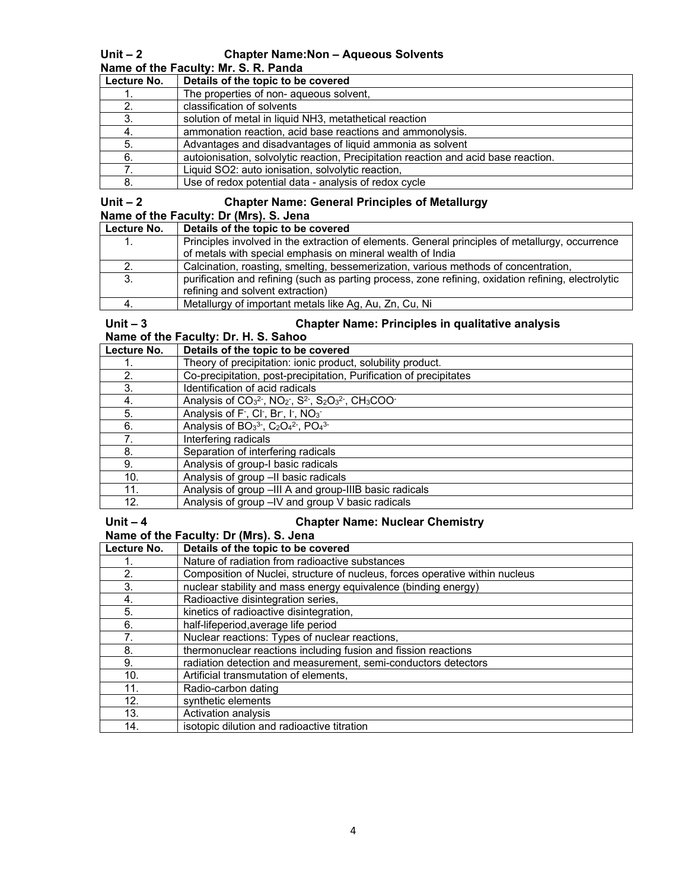**Unit – 2 Chapter Name: Non – Aqueous Solvents**

**Name of the Faculty: Mr. S. R. Panda**

| Lecture No. | Details of the topic to be covered |
|---|---|
| 1. | The properties of non- aqueous solvent, |
| 2. | classification of solvents |
| 3. | solution of metal in liquid $NH_3$, metathetical reaction |
| 4. | ammonation reaction, acid base reactions and ammonolysis. |
| 5. | Advantages and disadvantages of liquid ammonia as solvent |
| 6. | autoionisation, solvolytic reaction, Precipitation reaction and acid base reaction. |
| 7. | Liquid $SO_2$: auto ionisation, solvolytic reaction, |
| 8. | Use of redox potential data - analysis of redox cycle |

**Unit – 2 Chapter Name: General Principles of Metallurgy**

**Name of the Faculty: Dr (Mrs). S. Jena**

| Lecture No. | Details of the topic to be covered |
|---|---|
| 1. | Principles involved in the extraction of elements. General principles of metallurgy, occurrence of metals with special emphasis on mineral wealth of India |
| 2. | Calcination, roasting, smelting, bessemerization, various methods of concentration, |
| 3. | purification and refining (such as parting process, zone refining, oxidation refining, electrolytic refining and solvent extraction) |
| 4. | Metallurgy of important metals like Ag, Au, Zn, Cu, Ni |

**Unit – 3 Chapter Name: Principles in qualitative analysis**

**Name of the Faculty: Dr. H. S. Sahoo**

| Lecture No. | Details of the topic to be covered |
|---|---|
| 1. | Theory of precipitation: ionic product, solubility product. |
| 2. | Co-precipitation, post-precipitation, Purification of precipitates |
| 3. | Identification of acid radicals |
| 4. | Analysis of $CO_3^{2-}$, $NO_2^-$, $S^{2-}$, $S_2O_3^{2-}$, $CH_3COO^-$ |
| 5. | Analysis of $F^-$, $Cl^-$, $Br^-$, $I^-$, $NO_3^-$ |
| 6. | Analysis of $BO_3^{3-}$, $C_2O_4^{2-}$, $PO_4^{3-}$ |
| 7. | Interfering radicals |
| 8. | Separation of interfering radicals |
| 9. | Analysis of group-I basic radicals |
| 10. | Analysis of group –II basic radicals |
| 11. | Analysis of group –III A and group-IIIB basic radicals |
| 12. | Analysis of group –IV and group V basic radicals |

**Unit – 4 Chapter Name: Nuclear Chemistry**

**Name of the Faculty: Dr (Mrs). S. Jena**

| Lecture No. | Details of the topic to be covered |
|---|---|
| 1. | Nature of radiation from radioactive substances |
| 2. | Composition of Nuclei, structure of nucleus, forces operative within nucleus |
| 3. | nuclear stability and mass energy equivalence (binding energy) |
| 4. | Radioactive disintegration series, |
| 5. | kinetics of radioactive disintegration, |
| 6. | half-lifeperiod,average life period |
| 7. | Nuclear reactions: Types of nuclear reactions, |
| 8. | thermonuclear reactions including fusion and fission reactions |
| 9. | radiation detection and measurement, semi-conductors detectors |
| 10. | Artificial transmutation of elements, |
| 11. | Radio-carbon dating |
| 12. | synthetic elements |
| 13. | Activation analysis |
| 14. | isotopic dilution and radioactive titration |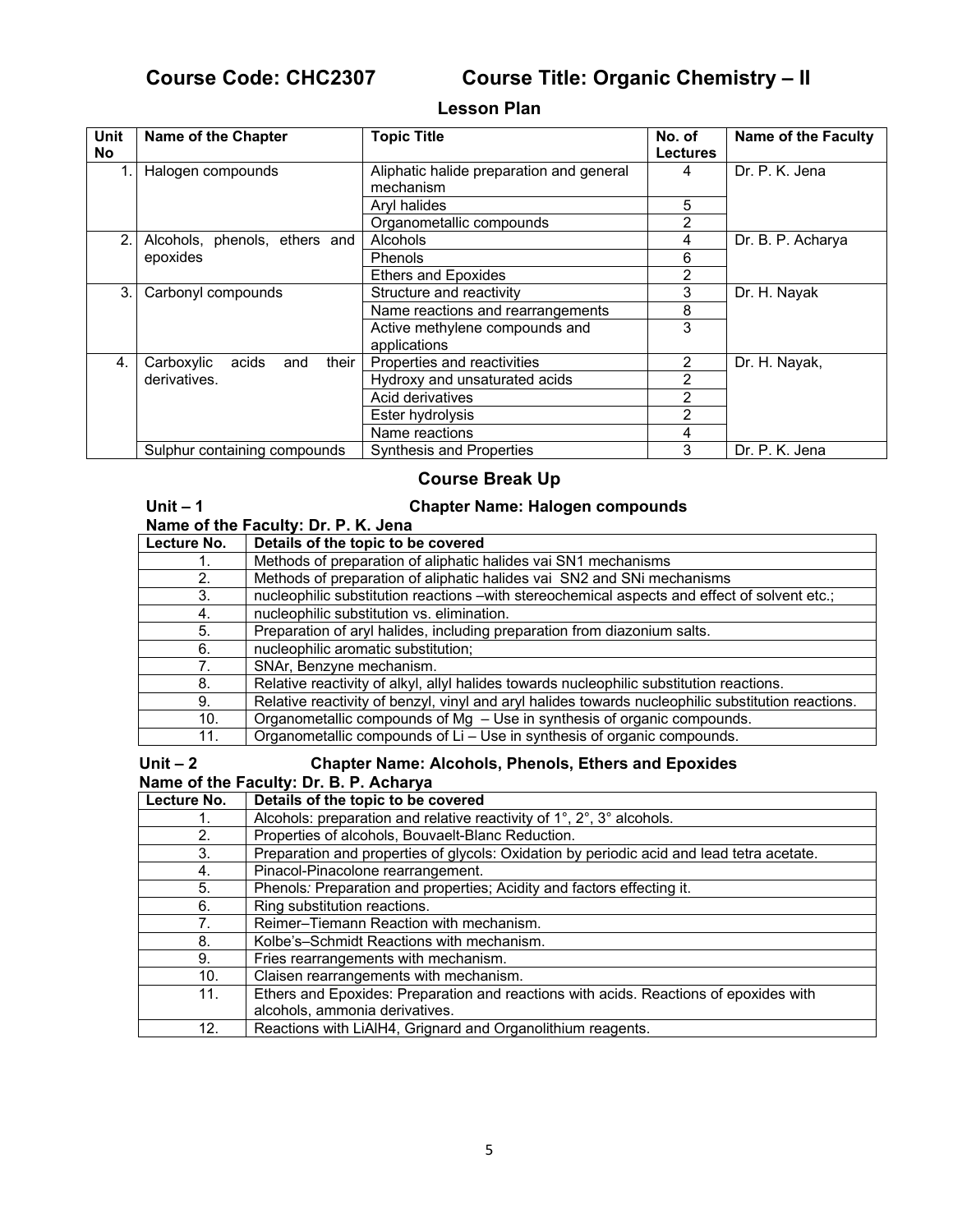## Course Code: CHC2307 Course Title: Organic Chemistry – II

### Lesson Plan

| Unit No | Name of the Chapter | Topic Title | No. of Lectures | Name of the Faculty |
|---|---|---|---|---|
| 1. | Halogen compounds | Aliphatic halide preparation and general mechanism | 4 | Dr. P. K. Jena |
| | | Aryl halides | 5 | |
| | | Organometallic compounds | 2 | |
| 2. | Alcohols, phenols, ethers and epoxides | Alcohols | 4 | Dr. B. P. Acharya |
| | | Phenols | 6 | |
| | | Ethers and Epoxides | 2 | |
| 3. | Carbonyl compounds | Structure and reactivity | 3 | Dr. H. Nayak |
| | | Name reactions and rearrangements | 8 | |
| | | Active methylene compounds and applications | 3 | |
| 4. | Carboxylic acids and their derivatives. | Properties and reactivities | 2 | Dr. H. Nayak, |
| | | Hydroxy and unsaturated acids | 2 | |
| | | Acid derivatives | 2 | |
| | | Ester hydrolysis | 2 | |
| | | Name reactions | 4 | |
| | Sulphur containing compounds | Synthesis and Properties | 3 | Dr. P. K. Jena |

### Course Break Up

**Unit – 1 Chapter Name: Halogen compounds**

**Name of the Faculty: Dr. P. K. Jena**

| Lecture No. | Details of the topic to be covered |
|---|---|
| 1. | Methods of preparation of aliphatic halides vai SN1 mechanisms |
| 2. | Methods of preparation of aliphatic halides vai SN2 and SNi mechanisms |
| 3. | nucleophilic substitution reactions –with stereochemical aspects and effect of solvent etc.; |
| 4. | nucleophilic substitution vs. elimination. |
| 5. | Preparation of aryl halides, including preparation from diazonium salts. |
| 6. | nucleophilic aromatic substitution; |
| 7. | SNAr, Benzyne mechanism. |
| 8. | Relative reactivity of alkyl, allyl halides towards nucleophilic substitution reactions. |
| 9. | Relative reactivity of benzyl, vinyl and aryl halides towards nucleophilic substitution reactions. |
| 10. | Organometallic compounds of Mg – Use in synthesis of organic compounds. |
| 11. | Organometallic compounds of Li – Use in synthesis of organic compounds. |

**Unit – 2 Chapter Name: Alcohols, Phenols, Ethers and Epoxides**

**Name of the Faculty: Dr. B. P. Acharya**

| Lecture No. | Details of the topic to be covered |
|---|---|
| 1. | Alcohols: preparation and relative reactivity of 1°, 2°, 3° alcohols. |
| 2. | Properties of alcohols, Bouvaelt-Blanc Reduction. |
| 3. | Preparation and properties of glycols: Oxidation by periodic acid and lead tetra acetate. |
| 4. | Pinacol-Pinacolone rearrangement. |
| 5. | Phenols: Preparation and properties; Acidity and factors effecting it. |
| 6. | Ring substitution reactions. |
| 7. | Reimer–Tiemann Reaction with mechanism. |
| 8. | Kolbe's–Schmidt Reactions with mechanism. |
| 9. | Fries rearrangements with mechanism. |
| 10. | Claisen rearrangements with mechanism. |
| 11. | Ethers and Epoxides: Preparation and reactions with acids. Reactions of epoxides with alcohols, ammonia derivatives. |
| 12. | Reactions with $LiAlH_4$, Grignard and Organolithium reagents. |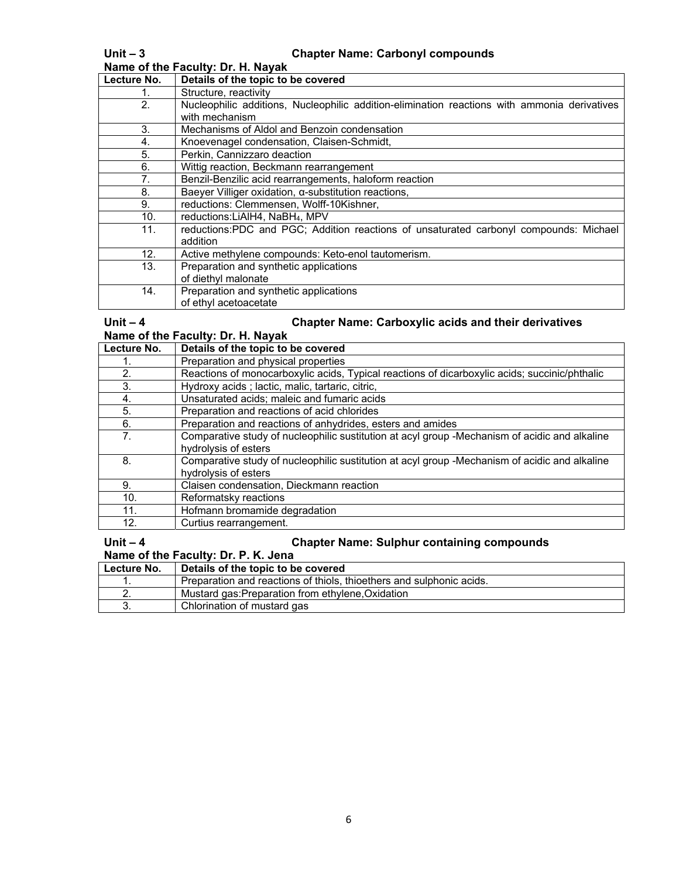**Unit – 3** **Chapter Name: Carbonyl compounds**

**Name of the Faculty: Dr. H. Nayak**

| Lecture No. | Details of the topic to be covered |
|---|---|
| 1. | Structure, reactivity |
| 2. | Nucleophilic additions, Nucleophilic addition-elimination reactions with ammonia derivatives with mechanism |
| 3. | Mechanisms of Aldol and Benzoin condensation |
| 4. | Knoevenagel condensation, Claisen-Schmidt, |
| 5. | Perkin, Cannizzaro deaction |
| 6. | Wittig reaction, Beckmann rearrangement |
| 7. | Benzil-Benzilic acid rearrangements, haloform reaction |
| 8. | Baeyer Villiger oxidation, α-substitution reactions, |
| 9. | reductions: Clemmensen, Wolff-10Kishner, |
| 10. | reductions:LiAlH4, $NaBH_4$, MPV |
| 11. | reductions:PDC and PGC; Addition reactions of unsaturated carbonyl compounds: Michael addition |
| 12. | Active methylene compounds: Keto-enol tautomerism. |
| 13. | Preparation and synthetic applications of diethyl malonate |
| 14. | Preparation and synthetic applications of ethyl acetoacetate |

**Unit – 4** **Chapter Name: Carboxylic acids and their derivatives**

**Name of the Faculty: Dr. H. Nayak**

| Lecture No. | Details of the topic to be covered |
|---|---|
| 1. | Preparation and physical properties |
| 2. | Reactions of monocarboxylic acids, Typical reactions of dicarboxylic acids; succinic/phthalic |
| 3. | Hydroxy acids ; lactic, malic, tartaric, citric, |
| 4. | Unsaturated acids; maleic and fumaric acids |
| 5. | Preparation and reactions of acid chlorides |
| 6. | Preparation and reactions of anhydrides, esters and amides |
| 7. | Comparative study of nucleophilic sustitution at acyl group -Mechanism of acidic and alkaline hydrolysis of esters |
| 8. | Comparative study of nucleophilic sustitution at acyl group -Mechanism of acidic and alkaline hydrolysis of esters |
| 9. | Claisen condensation, Dieckmann reaction |
| 10. | Reformatsky reactions |
| 11. | Hofmann bromamide degradation |
| 12. | Curtius rearrangement. |

**Unit – 4** **Chapter Name: Sulphur containing compounds**

**Name of the Faculty: Dr. P. K. Jena**

| Lecture No. | Details of the topic to be covered |
|---|---|
| 1. | Preparation and reactions of thiols, thioethers and sulphonic acids. |
| 2. | Mustard gas:Preparation from ethylene,Oxidation |
| 3. | Chlorination of mustard gas |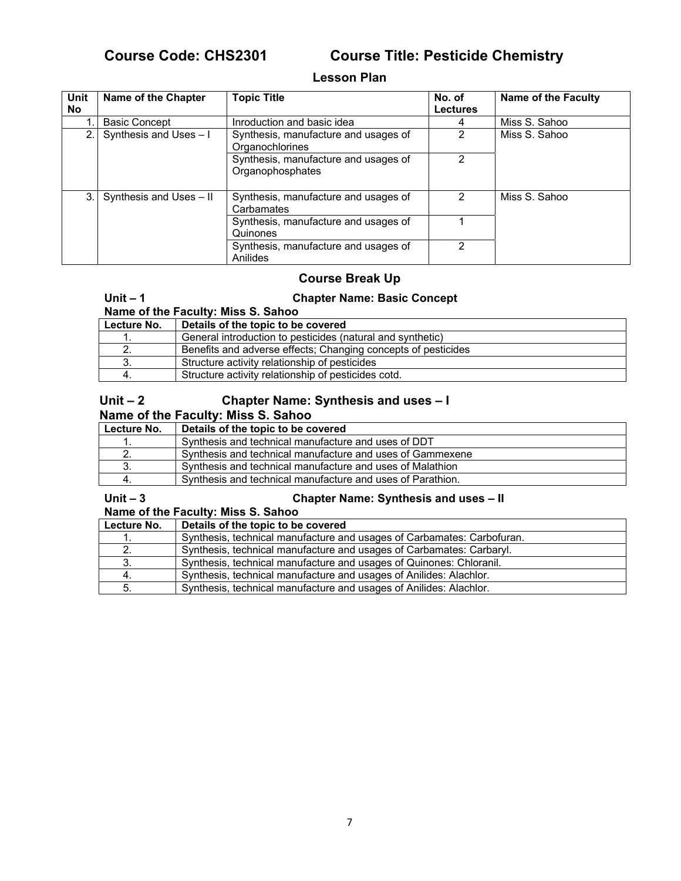## Course Code: CHS2301 Course Title: Pesticide Chemistry

### Lesson Plan

| Unit No | Name of the Chapter | Topic Title | No. of Lectures | Name of the Faculty |
|---|---|---|---|---|
| 1. | Basic Concept | Inroduction and basic idea | 4 | Miss S. Sahoo |
| 2. | Synthesis and Uses – I | Synthesis, manufacture and usages of Organochlorines | 2 | Miss S. Sahoo |
| | | Synthesis, manufacture and usages of Organophosphates | 2 | |
| 3. | Synthesis and Uses – II | Synthesis, manufacture and usages of Carbamates | 2 | Miss S. Sahoo |
| | | Synthesis, manufacture and usages of Quinones | 1 | |
| | | Synthesis, manufacture and usages of Anilides | 2 | |

### Course Break Up

**Unit – 1 Chapter Name: Basic Concept**

**Name of the Faculty: Miss S. Sahoo**

| Lecture No. | Details of the topic to be covered |
|---|---|
| 1. | General introduction to pesticides (natural and synthetic) |
| 2. | Benefits and adverse effects; Changing concepts of pesticides |
| 3. | Structure activity relationship of pesticides |
| 4. | Structure activity relationship of pesticides cotd. |

**Unit – 2 Chapter Name: Synthesis and uses – I**

**Name of the Faculty: Miss S. Sahoo**

| Lecture No. | Details of the topic to be covered |
|---|---|
| 1. | Synthesis and technical manufacture and uses of DDT |
| 2. | Synthesis and technical manufacture and uses of Gammexene |
| 3. | Synthesis and technical manufacture and uses of Malathion |
| 4. | Synthesis and technical manufacture and uses of Parathion. |

**Unit – 3 Chapter Name: Synthesis and uses – II**

**Name of the Faculty: Miss S. Sahoo**

| Lecture No. | Details of the topic to be covered |
|---|---|
| 1. | Synthesis, technical manufacture and usages of Carbamates: Carbofuran. |
| 2. | Synthesis, technical manufacture and usages of Carbamates: Carbaryl. |
| 3. | Synthesis, technical manufacture and usages of Quinones: Chloranil. |
| 4. | Synthesis, technical manufacture and usages of Anilides: Alachlor. |
| 5. | Synthesis, technical manufacture and usages of Anilides: Alachlor. |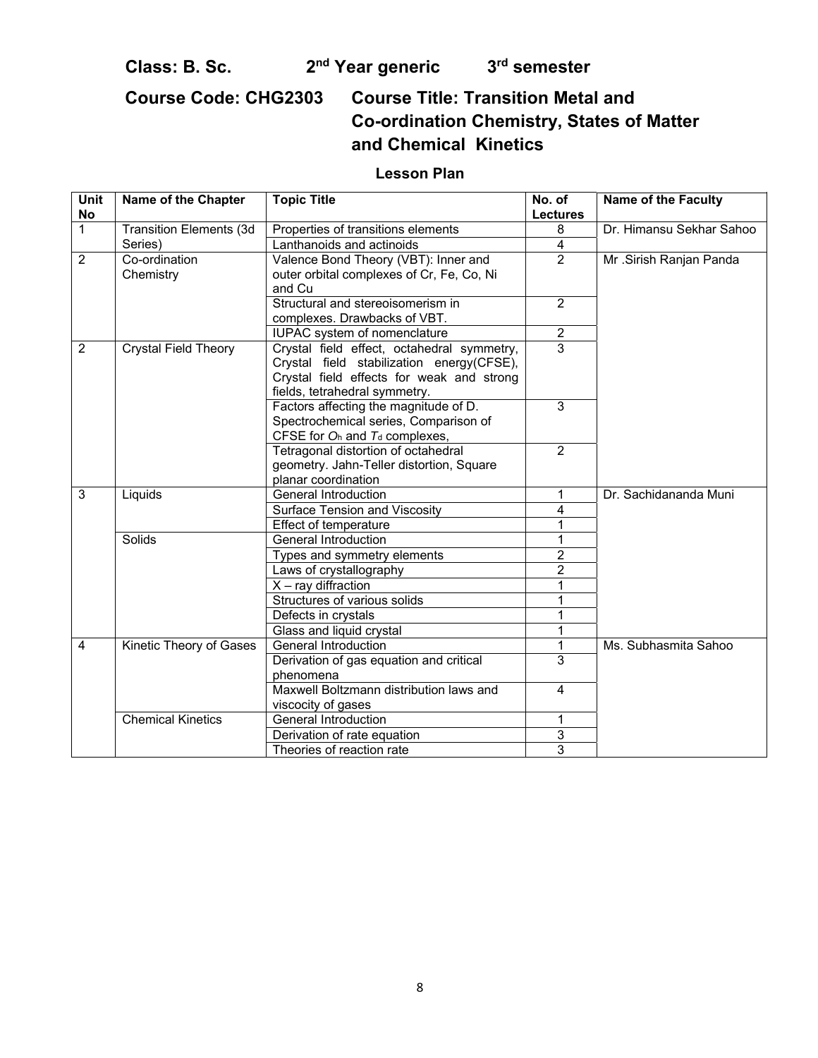**Class: B. Sc.** **$2^{nd}$ Year generic** **$3^{rd}$ semester**

**Course Code: CHG2303** **Course Title: Transition Metal and Co-ordination Chemistry, States of Matter and Chemical Kinetics**

**Lesson Plan**

| Unit No | Name of the Chapter | Topic Title | No. of Lectures | Name of the Faculty |
|---|---|---|---|---|
| 1 | Transition Elements (3d Series) | Properties of transitions elements | 8 | Dr. Himansu Sekhar Sahoo |
| | | Lanthanoids and actinoids | 4 | |
| 2 | Co-ordination Chemistry | Valence Bond Theory (VBT): Inner and outer orbital complexes of Cr, Fe, Co, Ni and Cu | 2 | Mr .Sirish Ranjan Panda |
| | | Structural and stereoisomerism in complexes. Drawbacks of VBT. | 2 | |
| | | IUPAC system of nomenclature | 2 | |
| 2 | Crystal Field Theory | Crystal field effect, octahedral symmetry, Crystal field stabilization energy(CFSE), Crystal field effects for weak and strong fields, tetrahedral symmetry. | 3 | |
| | | Factors affecting the magnitude of D. Spectrochemical series, Comparison of CFSE for $O_h$ and $T_d$ complexes, | 3 | |
| | | Tetragonal distortion of octahedral geometry. Jahn-Teller distortion, Square planar coordination | 2 | |
| 3 | Liquids | General Introduction | 1 | Dr. Sachidananda Muni |
| | | Surface Tension and Viscosity | 4 | |
| | | Effect of temperature | 1 | |
| | Solids | General Introduction | 1 | |
| | | Types and symmetry elements | 2 | |
| | | Laws of crystallography | 2 | |
| | | X – ray diffraction | 1 | |
| | | Structures of various solids | 1 | |
| | | Defects in crystals | 1 | |
| | | Glass and liquid crystal | 1 | |
| 4 | Kinetic Theory of Gases | General Introduction | 1 | Ms. Subhasmita Sahoo |
| | | Derivation of gas equation and critical phenomena | 3 | |
| | | Maxwell Boltzmann distribution laws and viscocity of gases | 4 | |
| | Chemical Kinetics | General Introduction | 1 | |
| | | Derivation of rate equation | 3 | |
| | | Theories of reaction rate | 3 | |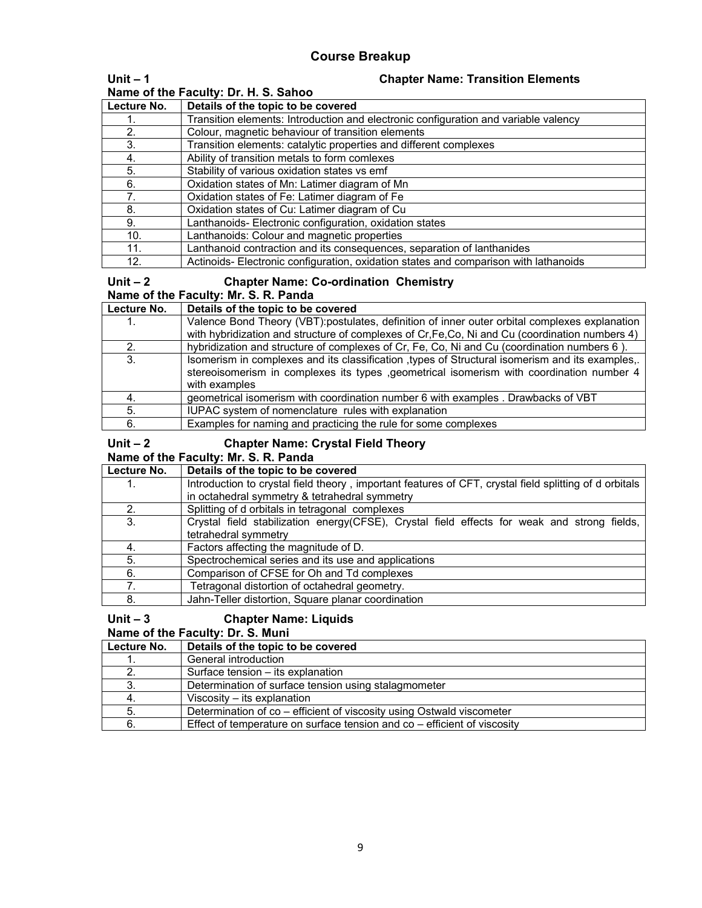# Course Breakup

**Unit – 1** **Chapter Name: Transition Elements**

**Name of the Faculty: Dr. H. S. Sahoo**

| Lecture No. | Details of the topic to be covered |
|---|---|
| 1. | Transition elements: Introduction and electronic configuration and variable valency |
| 2. | Colour, magnetic behaviour of transition elements |
| 3. | Transition elements: catalytic properties and different complexes |
| 4. | Ability of transition metals to form comlexes |
| 5. | Stability of various oxidation states vs emf |
| 6. | Oxidation states of Mn: Latimer diagram of Mn |
| 7. | Oxidation states of Fe: Latimer diagram of Fe |
| 8. | Oxidation states of Cu: Latimer diagram of Cu |
| 9. | Lanthanoids- Electronic configuration, oxidation states |
| 10. | Lanthanoids: Colour and magnetic properties |
| 11. | Lanthanoid contraction and its consequences, separation of lanthanides |
| 12. | Actinoids- Electronic configuration, oxidation states and comparison with lathanoids |

**Unit – 2** **Chapter Name: Co-ordination Chemistry**

**Name of the Faculty: Mr. S. R. Panda**

| Lecture No. | Details of the topic to be covered |
|---|---|
| 1. | Valence Bond Theory (VBT):postulates, definition of inner outer orbital complexes explanation with hybridization and structure of complexes of Cr,Fe,Co, Ni and Cu (coordination numbers 4) |
| 2. | hybridization and structure of complexes of Cr, Fe, Co, Ni and Cu (coordination numbers 6 ). |
| 3. | Isomerism in complexes and its classification ,types of Structural isomerism and its examples,. stereoisomerism in complexes its types ,geometrical isomerism with coordination number 4 with examples |
| 4. | geometrical isomerism with coordination number 6 with examples . Drawbacks of VBT |
| 5. | IUPAC system of nomenclature rules with explanation |
| 6. | Examples for naming and practicing the rule for some complexes |

**Unit – 2** **Chapter Name: Crystal Field Theory**

**Name of the Faculty: Mr. S. R. Panda**

| Lecture No. | Details of the topic to be covered |
|---|---|
| 1. | Introduction to crystal field theory , important features of CFT, crystal field splitting of d orbitals in octahedral symmetry & tetrahedral symmetry |
| 2. | Splitting of d orbitals in tetragonal complexes |
| 3. | Crystal field stabilization energy(CFSE), Crystal field effects for weak and strong fields, tetrahedral symmetry |
| 4. | Factors affecting the magnitude of D. |
| 5. | Spectrochemical series and its use and applications |
| 6. | Comparison of CFSE for Oh and Td complexes |
| 7. | Tetragonal distortion of octahedral geometry. |
| 8. | Jahn-Teller distortion, Square planar coordination |

**Unit – 3** **Chapter Name: Liquids**

**Name of the Faculty: Dr. S. Muni**

| Lecture No. | Details of the topic to be covered |
|---|---|
| 1. | General introduction |
| 2. | Surface tension – its explanation |
| 3. | Determination of surface tension using stalagmometer |
| 4. | Viscosity – its explanation |
| 5. | Determination of co – efficient of viscosity using Ostwald viscometer |
| 6. | Effect of temperature on surface tension and co – efficient of viscosity |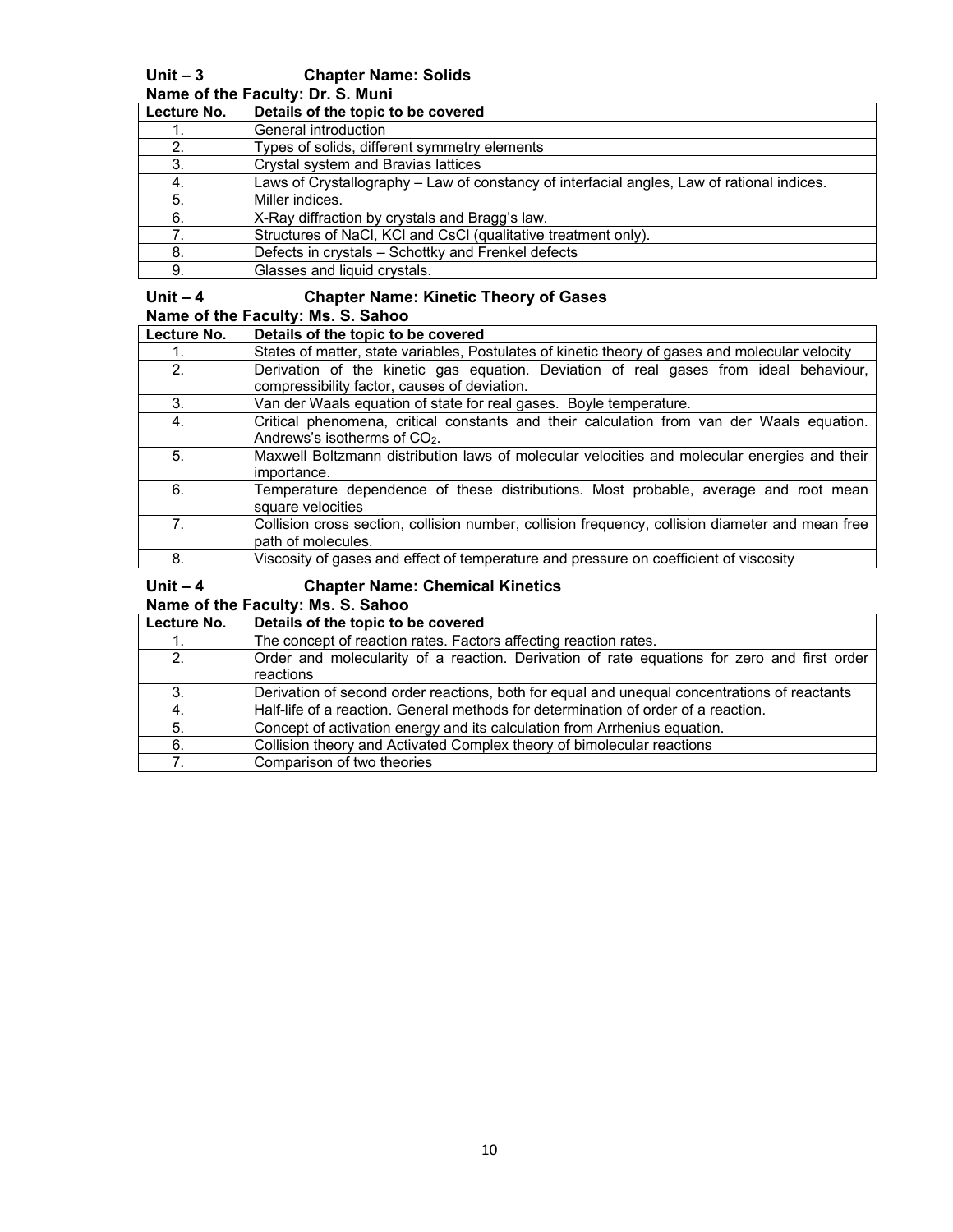**Unit – 3 Chapter Name: Solids**

**Name of the Faculty: Dr. S. Muni**

| Lecture No. | Details of the topic to be covered |
|---|---|
| 1. | General introduction |
| 2. | Types of solids, different symmetry elements |
| 3. | Crystal system and Bravias lattices |
| 4. | Laws of Crystallography – Law of constancy of interfacial angles, Law of rational indices. |
| 5. | Miller indices. |
| 6. | X-Ray diffraction by crystals and Bragg's law. |
| 7. | Structures of NaCl, KCl and CsCl (qualitative treatment only). |
| 8. | Defects in crystals – Schottky and Frenkel defects |
| 9. | Glasses and liquid crystals. |

**Unit – 4 Chapter Name: Kinetic Theory of Gases**

**Name of the Faculty: Ms. S. Sahoo**

| Lecture No. | Details of the topic to be covered |
|---|---|
| 1. | States of matter, state variables, Postulates of kinetic theory of gases and molecular velocity |
| 2. | Derivation of the kinetic gas equation. Deviation of real gases from ideal behaviour, compressibility factor, causes of deviation. |
| 3. | Van der Waals equation of state for real gases. Boyle temperature. |
| 4. | Critical phenomena, critical constants and their calculation from van der Waals equation. Andrews's isotherms of $CO_2$. |
| 5. | Maxwell Boltzmann distribution laws of molecular velocities and molecular energies and their importance. |
| 6. | Temperature dependence of these distributions. Most probable, average and root mean square velocities |
| 7. | Collision cross section, collision number, collision frequency, collision diameter and mean free path of molecules. |
| 8. | Viscosity of gases and effect of temperature and pressure on coefficient of viscosity |

**Unit – 4 Chapter Name: Chemical Kinetics**

**Name of the Faculty: Ms. S. Sahoo**

| Lecture No. | Details of the topic to be covered |
|---|---|
| 1. | The concept of reaction rates. Factors affecting reaction rates. |
| 2. | Order and molecularity of a reaction. Derivation of rate equations for zero and first order reactions |
| 3. | Derivation of second order reactions, both for equal and unequal concentrations of reactants |
| 4. | Half-life of a reaction. General methods for determination of order of a reaction. |
| 5. | Concept of activation energy and its calculation from Arrhenius equation. |
| 6. | Collision theory and Activated Complex theory of bimolecular reactions |
| 7. | Comparison of two theories |